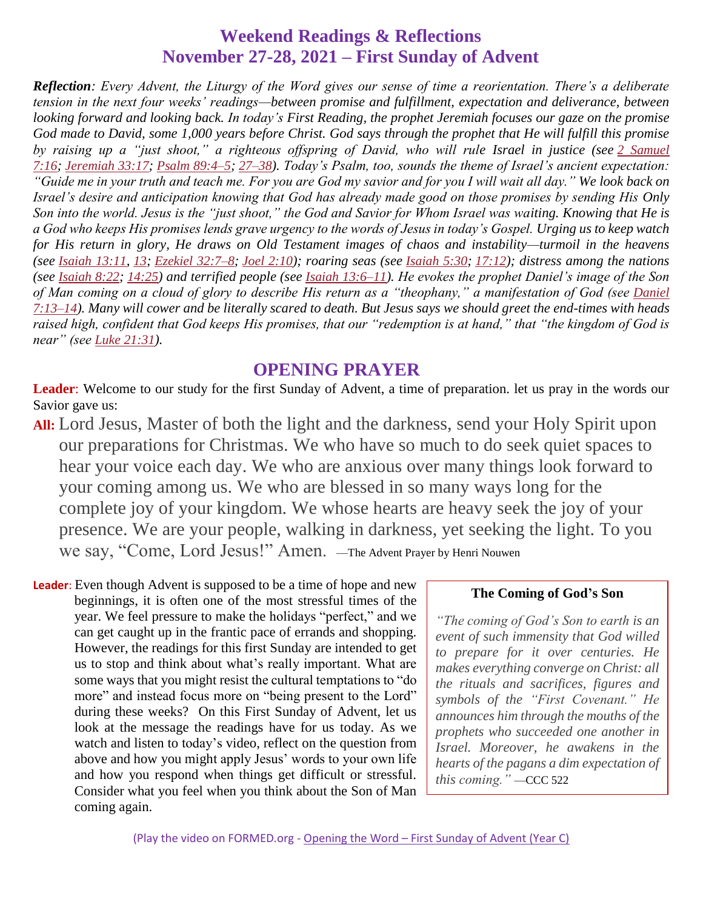# Weekend Readings & Reflections
# November 27-28, 2021 – First Sunday of Advent

***Reflection**: Every Advent, the Liturgy of the Word gives our sense of time a reorientation. There's a deliberate tension in the next four weeks' readings—between promise and fulfillment, expectation and deliverance, between looking forward and looking back. In today's First Reading, the prophet Jeremiah focuses our gaze on the promise God made to David, some 1,000 years before Christ. God says through the prophet that He will fulfill this promise by raising up a "just shoot," a righteous offspring of David, who will rule Israel in justice (see 2 Samuel 7:16; Jeremiah 33:17; Psalm 89:4–5; 27–38). Today's Psalm, too, sounds the theme of Israel's ancient expectation: "Guide me in your truth and teach me. For you are God my savior and for you I will wait all day." We look back on Israel's desire and anticipation knowing that God has already made good on those promises by sending His Only Son into the world. Jesus is the "just shoot," the God and Savior for Whom Israel was waiting. Knowing that He is a God who keeps His promises lends grave urgency to the words of Jesus in today's Gospel. Urging us to keep watch for His return in glory, He draws on Old Testament images of chaos and instability—turmoil in the heavens (see Isaiah 13:11, 13; Ezekiel 32:7–8; Joel 2:10); roaring seas (see Isaiah 5:30; 17:12); distress among the nations (see Isaiah 8:22; 14:25) and terrified people (see Isaiah 13:6–11). He evokes the prophet Daniel's image of the Son of Man coming on a cloud of glory to describe His return as a "theophany," a manifestation of God (see Daniel 7:13–14). Many will cower and be literally scared to death. But Jesus says we should greet the end-times with heads raised high, confident that God keeps His promises, that our "redemption is at hand," that "the kingdom of God is near" (see Luke 21:31).*

## OPENING PRAYER

**Leader**: Welcome to our study for the first Sunday of Advent, a time of preparation. let us pray in the words our Savior gave us:

**All:** Lord Jesus, Master of both the light and the darkness, send your Holy Spirit upon our preparations for Christmas. We who have so much to do seek quiet spaces to hear your voice each day. We who are anxious over many things look forward to your coming among us. We who are blessed in so many ways long for the complete joy of your kingdom. We whose hearts are heavy seek the joy of your presence. We are your people, walking in darkness, yet seeking the light. To you we say, "Come, Lord Jesus!" Amen. —The Advent Prayer by Henri Nouwen

**Leader**: Even though Advent is supposed to be a time of hope and new beginnings, it is often one of the most stressful times of the year. We feel pressure to make the holidays "perfect," and we can get caught up in the frantic pace of errands and shopping. However, the readings for this first Sunday are intended to get us to stop and think about what's really important. What are some ways that you might resist the cultural temptations to "do more" and instead focus more on "being present to the Lord" during these weeks? On this First Sunday of Advent, let us look at the message the readings have for us today. As we watch and listen to today's video, reflect on the question from above and how you might apply Jesus' words to your own life and how you respond when things get difficult or stressful. Consider what you feel when you think about the Son of Man coming again.

> **The Coming of God's Son**
>
> *"The coming of God's Son to earth is an event of such immensity that God willed to prepare for it over centuries. He makes everything converge on Christ: all the rituals and sacrifices, figures and symbols of the "First Covenant." He announces him through the mouths of the prophets who succeeded one another in Israel. Moreover, he awakens in the hearts of the pagans a dim expectation of this coming."* —CCC 522

(Play the video on FORMED.org - Opening the Word – First Sunday of Advent (Year C))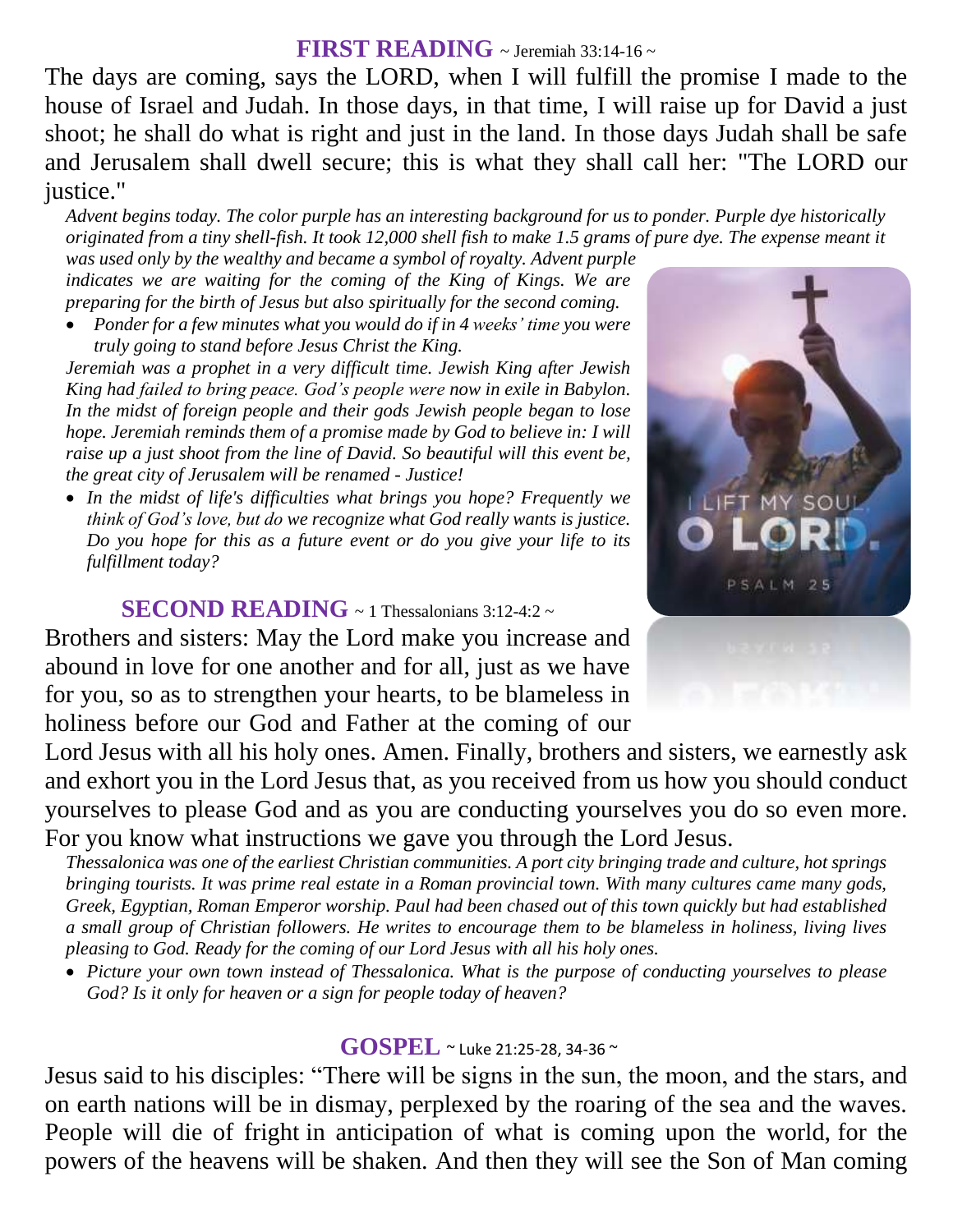## FIRST READING ~ Jeremiah 33:14-16 ~

The days are coming, says the LORD, when I will fulfill the promise I made to the house of Israel and Judah. In those days, in that time, I will raise up for David a just shoot; he shall do what is right and just in the land. In those days Judah shall be safe and Jerusalem shall dwell secure; this is what they shall call her: "The LORD our justice."

*Advent begins today. The color purple has an interesting background for us to ponder. Purple dye historically originated from a tiny shell-fish. It took 12,000 shell fish to make 1.5 grams of pure dye. The expense meant it was used only by the wealthy and became a symbol of royalty. Advent purple indicates we are waiting for the coming of the King of Kings. We are preparing for the birth of Jesus but also spiritually for the second coming.*

- *Ponder for a few minutes what you would do if in 4 weeks' time you were truly going to stand before Jesus Christ the King.*

*Jeremiah was a prophet in a very difficult time. Jewish King after Jewish King had failed to bring peace. God's people were now in exile in Babylon. In the midst of foreign people and their gods Jewish people began to lose hope. Jeremiah reminds them of a promise made by God to believe in: I will raise up a just shoot from the line of David. So beautiful will this event be, the great city of Jerusalem will be renamed - Justice!*

- *In the midst of life's difficulties what brings you hope? Frequently we think of God's love, but do we recognize what God really wants is justice. Do you hope for this as a future event or do you give your life to its fulfillment today?*

## SECOND READING ~ 1 Thessalonians 3:12-4:2 ~

Brothers and sisters: May the Lord make you increase and abound in love for one another and for all, just as we have for you, so as to strengthen your hearts, to be blameless in holiness before our God and Father at the coming of our Lord Jesus with all his holy ones. Amen. Finally, brothers and sisters, we earnestly ask and exhort you in the Lord Jesus that, as you received from us how you should conduct yourselves to please God and as you are conducting yourselves you do so even more. For you know what instructions we gave you through the Lord Jesus.

*Thessalonica was one of the earliest Christian communities. A port city bringing trade and culture, hot springs bringing tourists. It was prime real estate in a Roman provincial town. With many cultures came many gods, Greek, Egyptian, Roman Emperor worship. Paul had been chased out of this town quickly but had established a small group of Christian followers. He writes to encourage them to be blameless in holiness, living lives pleasing to God. Ready for the coming of our Lord Jesus with all his holy ones.*

- *Picture your own town instead of Thessalonica. What is the purpose of conducting yourselves to please God? Is it only for heaven or a sign for people today of heaven?*

## GOSPEL ~ Luke 21:25-28, 34-36 ~

Jesus said to his disciples: "There will be signs in the sun, the moon, and the stars, and on earth nations will be in dismay, perplexed by the roaring of the sea and the waves. People will die of fright in anticipation of what is coming upon the world, for the powers of the heavens will be shaken. And then they will see the Son of Man coming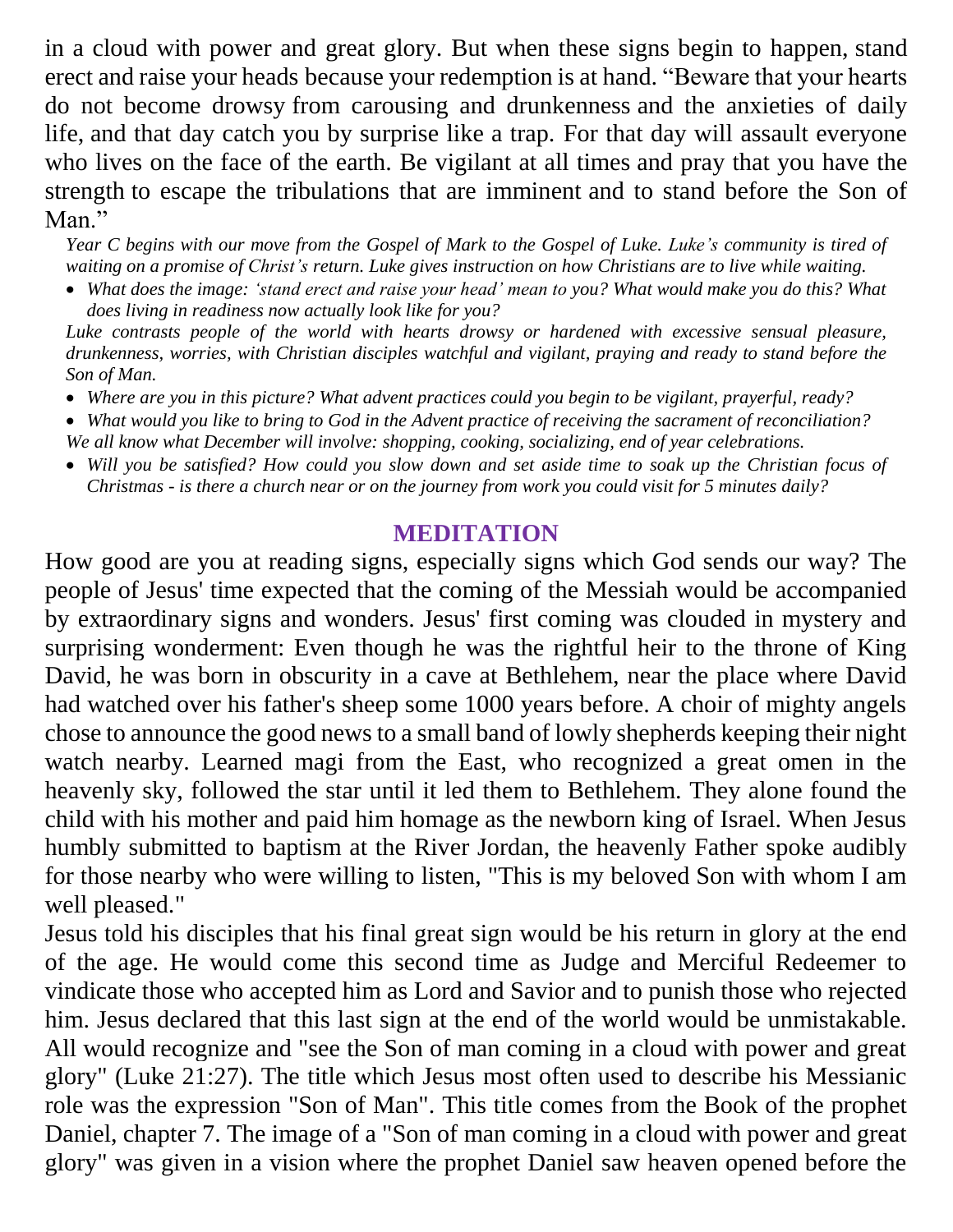in a cloud with power and great glory. But when these signs begin to happen, stand erect and raise your heads because your redemption is at hand. "Beware that your hearts do not become drowsy from carousing and drunkenness and the anxieties of daily life, and that day catch you by surprise like a trap. For that day will assault everyone who lives on the face of the earth. Be vigilant at all times and pray that you have the strength to escape the tribulations that are imminent and to stand before the Son of Man."

*Year C begins with our move from the Gospel of Mark to the Gospel of Luke. Luke's community is tired of waiting on a promise of Christ's return. Luke gives instruction on how Christians are to live while waiting.*

- *What does the image: 'stand erect and raise your head' mean to you? What would make you do this? What does living in readiness now actually look like for you?*

*Luke contrasts people of the world with hearts drowsy or hardened with excessive sensual pleasure, drunkenness, worries, with Christian disciples watchful and vigilant, praying and ready to stand before the Son of Man.*

- *Where are you in this picture? What advent practices could you begin to be vigilant, prayerful, ready?*
- *What would you like to bring to God in the Advent practice of receiving the sacrament of reconciliation?*

*We all know what December will involve: shopping, cooking, socializing, end of year celebrations.*

- *Will you be satisfied? How could you slow down and set aside time to soak up the Christian focus of Christmas - is there a church near or on the journey from work you could visit for 5 minutes daily?*

## MEDITATION

How good are you at reading signs, especially signs which God sends our way? The people of Jesus' time expected that the coming of the Messiah would be accompanied by extraordinary signs and wonders. Jesus' first coming was clouded in mystery and surprising wonderment: Even though he was the rightful heir to the throne of King David, he was born in obscurity in a cave at Bethlehem, near the place where David had watched over his father's sheep some 1000 years before. A choir of mighty angels chose to announce the good news to a small band of lowly shepherds keeping their night watch nearby. Learned magi from the East, who recognized a great omen in the heavenly sky, followed the star until it led them to Bethlehem. They alone found the child with his mother and paid him homage as the newborn king of Israel. When Jesus humbly submitted to baptism at the River Jordan, the heavenly Father spoke audibly for those nearby who were willing to listen, "This is my beloved Son with whom I am well pleased."

Jesus told his disciples that his final great sign would be his return in glory at the end of the age. He would come this second time as Judge and Merciful Redeemer to vindicate those who accepted him as Lord and Savior and to punish those who rejected him. Jesus declared that this last sign at the end of the world would be unmistakable. All would recognize and "see the Son of man coming in a cloud with power and great glory" (Luke 21:27). The title which Jesus most often used to describe his Messianic role was the expression "Son of Man". This title comes from the Book of the prophet Daniel, chapter 7. The image of a "Son of man coming in a cloud with power and great glory" was given in a vision where the prophet Daniel saw heaven opened before the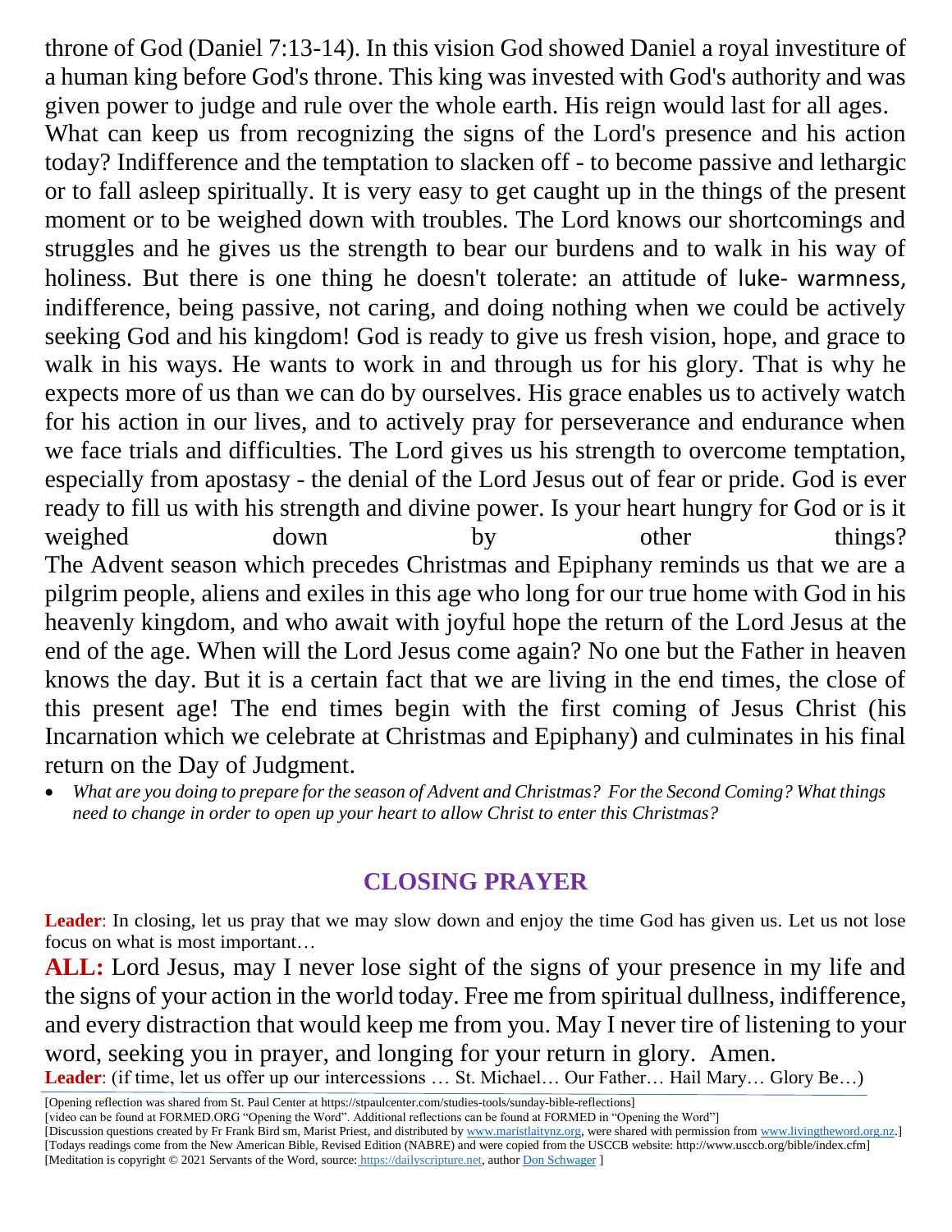throne of God (Daniel 7:13-14). In this vision God showed Daniel a royal investiture of a human king before God's throne. This king was invested with God's authority and was given power to judge and rule over the whole earth. His reign would last for all ages.

What can keep us from recognizing the signs of the Lord's presence and his action today? Indifference and the temptation to slacken off - to become passive and lethargic or to fall asleep spiritually. It is very easy to get caught up in the things of the present moment or to be weighed down with troubles. The Lord knows our shortcomings and struggles and he gives us the strength to bear our burdens and to walk in his way of holiness. But there is one thing he doesn't tolerate: an attitude of luke- warmness, indifference, being passive, not caring, and doing nothing when we could be actively seeking God and his kingdom! God is ready to give us fresh vision, hope, and grace to walk in his ways. He wants to work in and through us for his glory. That is why he expects more of us than we can do by ourselves. His grace enables us to actively watch for his action in our lives, and to actively pray for perseverance and endurance when we face trials and difficulties. The Lord gives us his strength to overcome temptation, especially from apostasy - the denial of the Lord Jesus out of fear or pride. God is ever ready to fill us with his strength and divine power. Is your heart hungry for God or is it weighed down by other things?

The Advent season which precedes Christmas and Epiphany reminds us that we are a pilgrim people, aliens and exiles in this age who long for our true home with God in his heavenly kingdom, and who await with joyful hope the return of the Lord Jesus at the end of the age. When will the Lord Jesus come again? No one but the Father in heaven knows the day. But it is a certain fact that we are living in the end times, the close of this present age! The end times begin with the first coming of Jesus Christ (his Incarnation which we celebrate at Christmas and Epiphany) and culminates in his final return on the Day of Judgment.

- *What are you doing to prepare for the season of Advent and Christmas? For the Second Coming? What things need to change in order to open up your heart to allow Christ to enter this Christmas?*

## CLOSING PRAYER

**Leader**: In closing, let us pray that we may slow down and enjoy the time God has given us. Let us not lose focus on what is most important…

**ALL:** Lord Jesus, may I never lose sight of the signs of your presence in my life and the signs of your action in the world today. Free me from spiritual dullness, indifference, and every distraction that would keep me from you. May I never tire of listening to your word, seeking you in prayer, and longing for your return in glory. Amen.

**Leader**: (if time, let us offer up our intercessions … St. Michael… Our Father… Hail Mary… Glory Be…)

[Opening reflection was shared from St. Paul Center at https://stpaulcenter.com/studies-tools/sunday-bible-reflections]
[video can be found at FORMED.ORG "Opening the Word". Additional reflections can be found at FORMED in "Opening the Word"]
[Discussion questions created by Fr Frank Bird sm, Marist Priest, and distributed by www.maristlaitynz.org, were shared with permission from www.livingtheword.org.nz.]
[Todays readings come from the New American Bible, Revised Edition (NABRE) and were copied from the USCCB website: http://www.usccb.org/bible/index.cfm]
[Meditation is copyright © 2021 Servants of the Word, source: https://dailyscripture.net, author Don Schwager ]